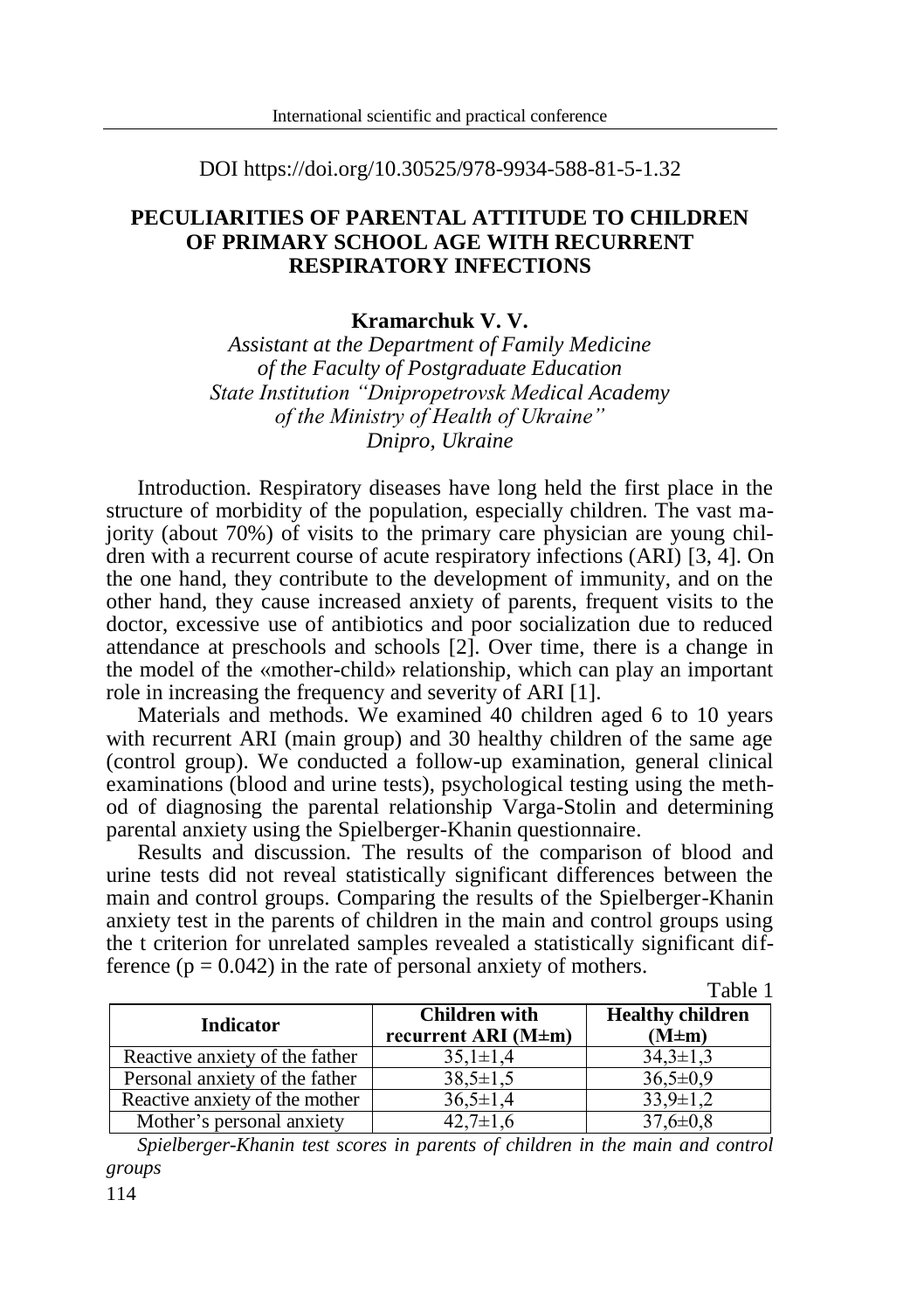DOI https://doi.org/10.30525/978-9934-588-81-5-1.32

# PECULIARITIES OF PARENTAL ATTITUDE TO CHILDREN OF PRIMARY SCHOOL AGE WITH RECURRENT RESPIRATORY INFECTIONS

**Kramarchuk V. V.**

*Assistant at the Department of Family Medicine of the Faculty of Postgraduate Education State Institution "Dnipropetrovsk Medical Academy of the Ministry of Health of Ukraine" Dnipro, Ukraine*

Introduction. Respiratory diseases have long held the first place in the structure of morbidity of the population, especially children. The vast majority (about 70%) of visits to the primary care physician are young children with a recurrent course of acute respiratory infections (ARI) [3, 4]. On the one hand, they contribute to the development of immunity, and on the other hand, they cause increased anxiety of parents, frequent visits to the doctor, excessive use of antibiotics and poor socialization due to reduced attendance at preschools and schools [2]. Over time, there is a change in the model of the «mother-child» relationship, which can play an important role in increasing the frequency and severity of ARI [1].

Materials and methods. We examined 40 children aged 6 to 10 years with recurrent ARI (main group) and 30 healthy children of the same age (control group). We conducted a follow-up examination, general clinical examinations (blood and urine tests), psychological testing using the method of diagnosing the parental relationship Varga-Stolin and determining parental anxiety using the Spielberger-Khanin questionnaire.

Results and discussion. The results of the comparison of blood and urine tests did not reveal statistically significant differences between the main and control groups. Comparing the results of the Spielberger-Khanin anxiety test in the parents of children in the main and control groups using the t criterion for unrelated samples revealed a statistically significant difference ($p = 0.042$) in the rate of personal anxiety of mothers.

Table 1

| Indicator | Children with recurrent ARI (M±m) | Healthy children (M±m) |
|---|---|---|
| Reactive anxiety of the father | 35,1±1,4 | 34,3±1,3 |
| Personal anxiety of the father | 38,5±1,5 | 36,5±0,9 |
| Reactive anxiety of the mother | 36,5±1,4 | 33,9±1,2 |
| Mother's personal anxiety | 42,7±1,6 | 37,6±0,8 |

*Spielberger-Khanin test scores in parents of children in the main and control groups*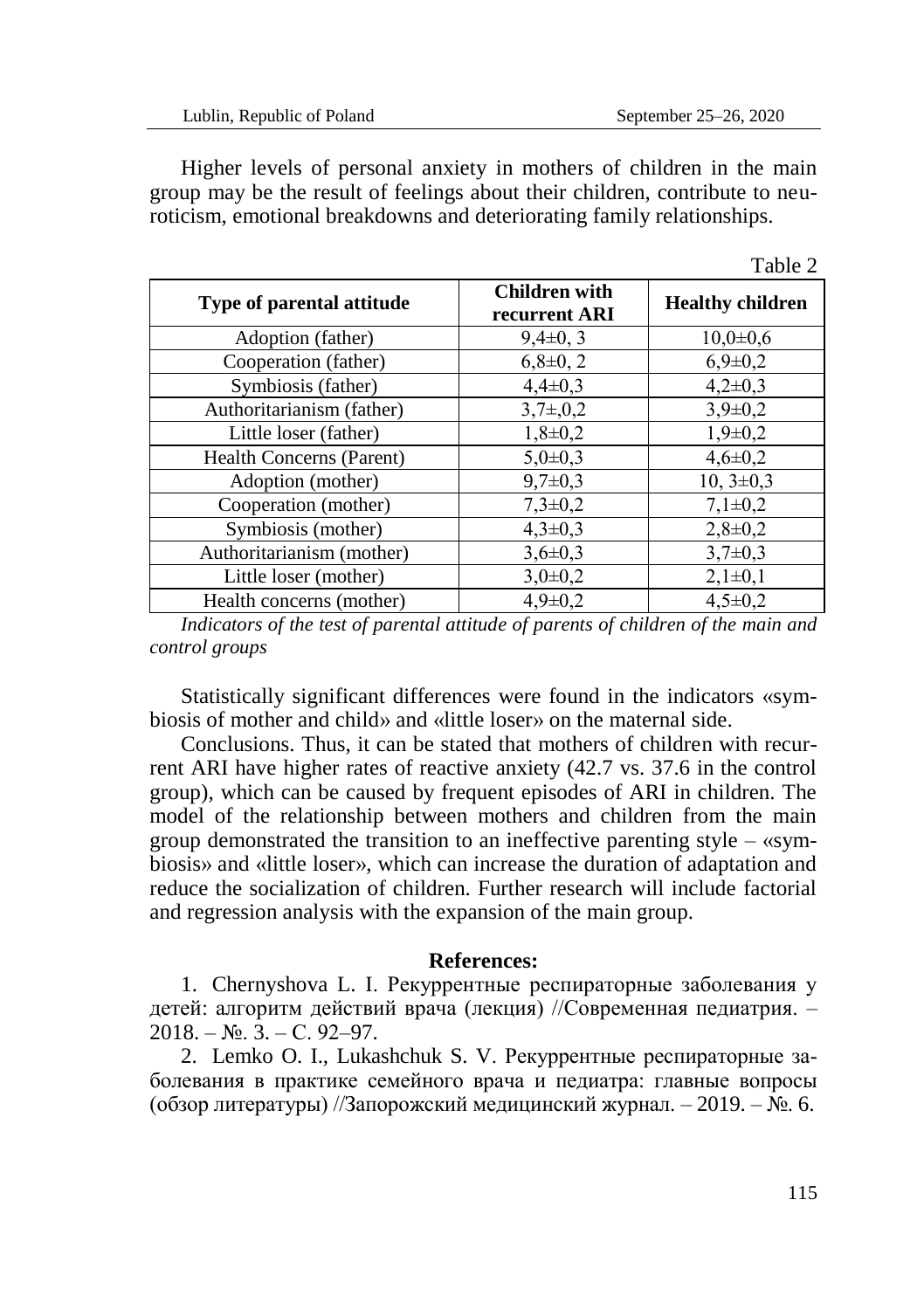Higher levels of personal anxiety in mothers of children in the main group may be the result of feelings about their children, contribute to neuroticism, emotional breakdowns and deteriorating family relationships.

Table 2

| Type of parental attitude | Children with recurrent ARI | Healthy children |
|---|---|---|
| Adoption (father) | 9,4±0, 3 | 10,0±0,6 |
| Cooperation (father) | 6,8±0, 2 | 6,9±0,2 |
| Symbiosis (father) | 4,4±0,3 | 4,2±0,3 |
| Authoritarianism (father) | 3,7±,0,2 | 3,9±0,2 |
| Little loser (father) | 1,8±0,2 | 1,9±0,2 |
| Health Concerns (Parent) | 5,0±0,3 | 4,6±0,2 |
| Adoption (mother) | 9,7±0,3 | 10, 3±0,3 |
| Cooperation (mother) | 7,3±0,2 | 7,1±0,2 |
| Symbiosis (mother) | 4,3±0,3 | 2,8±0,2 |
| Authoritarianism (mother) | 3,6±0,3 | 3,7±0,3 |
| Little loser (mother) | 3,0±0,2 | 2,1±0,1 |
| Health concerns (mother) | 4,9±0,2 | 4,5±0,2 |

*Indicators of the test of parental attitude of parents of children of the main and control groups*

Statistically significant differences were found in the indicators «symbiosis of mother and child» and «little loser» on the maternal side.

Conclusions. Thus, it can be stated that mothers of children with recurrent ARI have higher rates of reactive anxiety (42.7 vs. 37.6 in the control group), which can be caused by frequent episodes of ARI in children. The model of the relationship between mothers and children from the main group demonstrated the transition to an ineffective parenting style – «symbiosis» and «little loser», which can increase the duration of adaptation and reduce the socialization of children. Further research will include factorial and regression analysis with the expansion of the main group.

## References:

1. Chernyshova L. I. Рекуррентные респираторные заболевания у детей: алгоритм действий врача (лекция) //Современная педиатрия. – 2018. – №. 3. – С. 92–97.

2. Lemko O. I., Lukashchuk S. V. Рекуррентные респираторные заболевания в практике семейного врача и педиатра: главные вопросы (обзор литературы) //Запорожский медицинский журнал. – 2019. – №. 6.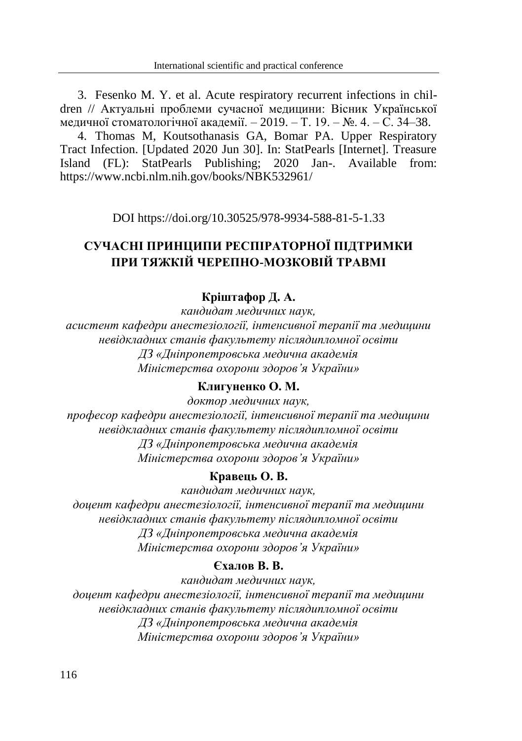3. Fesenko M. Y. et al. Acute respiratory recurrent infections in children // Актуальні проблеми сучасної медицини: Вісник Української медичної стоматологічної академії. – 2019. – Т. 19. – №. 4. – С. 34–38.

4. Thomas M, Koutsothanasis GA, Bomar PA. Upper Respiratory Tract Infection. [Updated 2020 Jun 30]. In: StatPearls [Internet]. Treasure Island (FL): StatPearls Publishing; 2020 Jan-. Available from: https://www.ncbi.nlm.nih.gov/books/NBK532961/

DOI https://doi.org/10.30525/978-9934-588-81-5-1.33

## СУЧАСНІ ПРИНЦИПИ РЕСПІРАТОРНОЇ ПІДТРИМКИ ПРИ ТЯЖКІЙ ЧЕРЕПНО-МОЗКОВІЙ ТРАВМІ

**Кріштафор Д. А.**

*кандидат медичних наук,*
*асистент кафедри анестезіології, інтенсивної терапії та медицини невідкладних станів факультету післядипломної освіти*
*ДЗ «Дніпропетровська медична академія Міністерства охорони здоров'я України»*

**Клигуненко О. М.**

*доктор медичних наук,*
*професор кафедри анестезіології, інтенсивної терапії та медицини невідкладних станів факультету післядипломної освіти*
*ДЗ «Дніпропетровська медична академія Міністерства охорони здоров'я України»*

**Кравець О. В.**

*кандидат медичних наук,*
*доцент кафедри анестезіології, інтенсивної терапії та медицини невідкладних станів факультету післядипломної освіти*
*ДЗ «Дніпропетровська медична академія Міністерства охорони здоров'я України»*

**Єхалов В. В.**

*кандидат медичних наук,*
*доцент кафедри анестезіології, інтенсивної терапії та медицини невідкладних станів факультету післядипломної освіти*
*ДЗ «Дніпропетровська медична академія Міністерства охорони здоров'я України»*